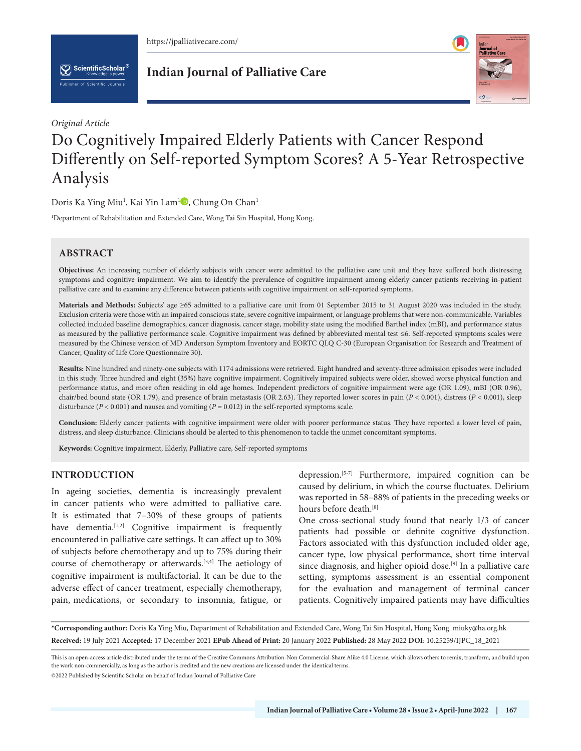*Original Article*

# Do Cognitively Impaired Elderly Patients with Cancer Respond Differently on Self-reported Symptom Scores? A 5-Year Retrospective Analysis

Doris Ka Ying Miu[1], Kai Yin Lam[1], Chung On Chan[1]

[1]Department of Rehabilitation and Extended Care, Wong Tai Sin Hospital, Hong Kong.

## ABSTRACT

**Objectives:** An increasing number of elderly subjects with cancer were admitted to the palliative care unit and they have suffered both distressing symptoms and cognitive impairment. We aim to identify the prevalence of cognitive impairment among elderly cancer patients receiving in-patient palliative care and to examine any difference between patients with cognitive impairment on self-reported symptoms.

**Materials and Methods:** Subjects' age ≥65 admitted to a palliative care unit from 01 September 2015 to 31 August 2020 was included in the study. Exclusion criteria were those with an impaired conscious state, severe cognitive impairment, or language problems that were non-communicable. Variables collected included baseline demographics, cancer diagnosis, cancer stage, mobility state using the modified Barthel index (mBI), and performance status as measured by the palliative performance scale. Cognitive impairment was defined by abbreviated mental test ≤6. Self-reported symptoms scales were measured by the Chinese version of MD Anderson Symptom Inventory and EORTC QLQ C-30 (European Organisation for Research and Treatment of Cancer, Quality of Life Core Questionnaire 30).

**Results:** Nine hundred and ninety-one subjects with 1174 admissions were retrieved. Eight hundred and seventy-three admission episodes were included in this study. Three hundred and eight (35%) have cognitive impairment. Cognitively impaired subjects were older, showed worse physical function and performance status, and more often residing in old age homes. Independent predictors of cognitive impairment were age (OR 1.09), mBI (OR 0.96), chair/bed bound state (OR 1.79), and presence of brain metastasis (OR 2.63). They reported lower scores in pain ($P < 0.001$), distress ($P < 0.001$), sleep disturbance ($P < 0.001$) and nausea and vomiting ($P = 0.012$) in the self-reported symptoms scale.

**Conclusion:** Elderly cancer patients with cognitive impairment were older with poorer performance status. They have reported a lower level of pain, distress, and sleep disturbance. Clinicians should be alerted to this phenomenon to tackle the unmet concomitant symptoms.

**Keywords:** Cognitive impairment, Elderly, Palliative care, Self-reported symptoms

## INTRODUCTION

In ageing societies, dementia is increasingly prevalent in cancer patients who were admitted to palliative care. It is estimated that 7–30% of these groups of patients have dementia.[1,2] Cognitive impairment is frequently encountered in palliative care settings. It can affect up to 30% of subjects before chemotherapy and up to 75% during their course of chemotherapy or afterwards.[3,4] The aetiology of cognitive impairment is multifactorial. It can be due to the adverse effect of cancer treatment, especially chemotherapy, pain, medications, or secondary to insomnia, fatigue, or depression.[5-7] Furthermore, impaired cognition can be caused by delirium, in which the course fluctuates. Delirium was reported in 58–88% of patients in the preceding weeks or hours before death.[8]

One cross-sectional study found that nearly 1/3 of cancer patients had possible or definite cognitive dysfunction. Factors associated with this dysfunction included older age, cancer type, low physical performance, short time interval since diagnosis, and higher opioid dose.[9] In a palliative care setting, symptoms assessment is an essential component for the evaluation and management of terminal cancer patients. Cognitively impaired patients may have difficulties

**\*Corresponding author:** Doris Ka Ying Miu, Department of Rehabilitation and Extended Care, Wong Tai Sin Hospital, Hong Kong. miuky@ha.org.hk

**Received:** 19 July 2021 **Accepted:** 17 December 2021 **EPub Ahead of Print:** 20 January 2022 **Published:** 28 May 2022 **DOI**: 10.25259/IJPC_18_2021

This is an open-access article distributed under the terms of the Creative Commons Attribution-Non Commercial-Share Alike 4.0 License, which allows others to remix, transform, and build upon the work non-commercially, as long as the author is credited and the new creations are licensed under the identical terms.

©2022 Published by Scientific Scholar on behalf of Indian Journal of Palliative Care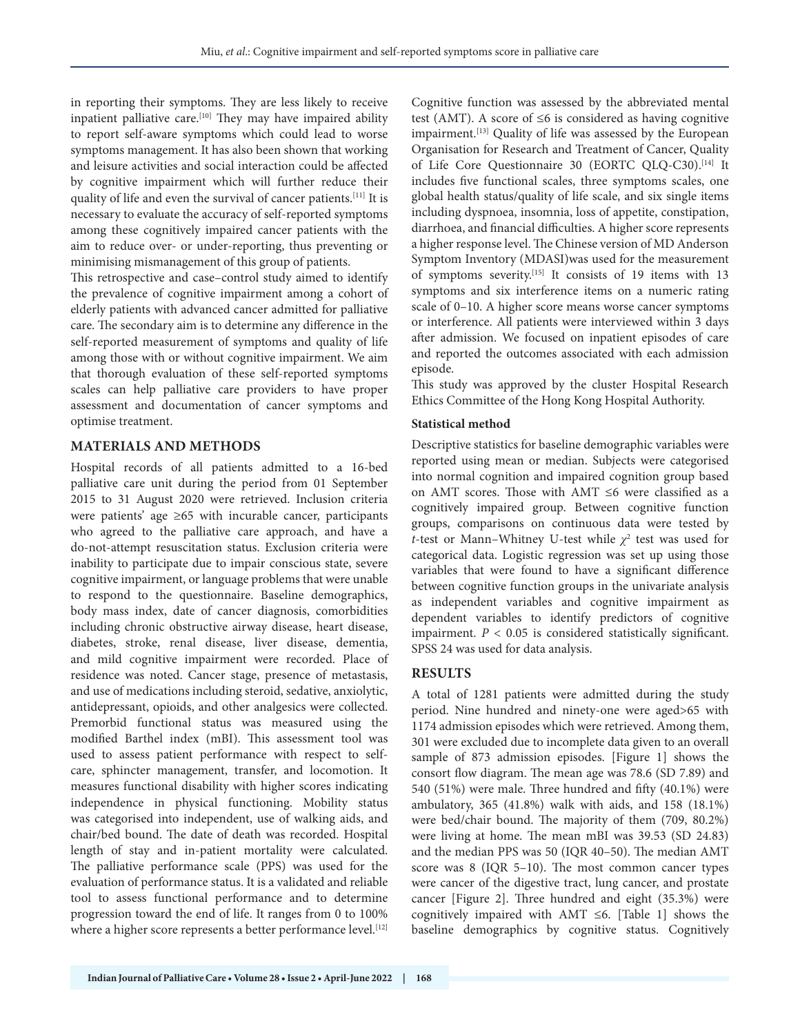in reporting their symptoms. They are less likely to receive inpatient palliative care.[10] They may have impaired ability to report self-aware symptoms which could lead to worse symptoms management. It has also been shown that working and leisure activities and social interaction could be affected by cognitive impairment which will further reduce their quality of life and even the survival of cancer patients.[11] It is necessary to evaluate the accuracy of self-reported symptoms among these cognitively impaired cancer patients with the aim to reduce over- or under-reporting, thus preventing or minimising mismanagement of this group of patients.

This retrospective and case–control study aimed to identify the prevalence of cognitive impairment among a cohort of elderly patients with advanced cancer admitted for palliative care. The secondary aim is to determine any difference in the self-reported measurement of symptoms and quality of life among those with or without cognitive impairment. We aim that thorough evaluation of these self-reported symptoms scales can help palliative care providers to have proper assessment and documentation of cancer symptoms and optimise treatment.

## MATERIALS AND METHODS

Hospital records of all patients admitted to a 16-bed palliative care unit during the period from 01 September 2015 to 31 August 2020 were retrieved. Inclusion criteria were patients' age ≥65 with incurable cancer, participants who agreed to the palliative care approach, and have a do-not-attempt resuscitation status. Exclusion criteria were inability to participate due to impair conscious state, severe cognitive impairment, or language problems that were unable to respond to the questionnaire. Baseline demographics, body mass index, date of cancer diagnosis, comorbidities including chronic obstructive airway disease, heart disease, diabetes, stroke, renal disease, liver disease, dementia, and mild cognitive impairment were recorded. Place of residence was noted. Cancer stage, presence of metastasis, and use of medications including steroid, sedative, anxiolytic, antidepressant, opioids, and other analgesics were collected. Premorbid functional status was measured using the modified Barthel index (mBI). This assessment tool was used to assess patient performance with respect to self-care, sphincter management, transfer, and locomotion. It measures functional disability with higher scores indicating independence in physical functioning. Mobility status was categorised into independent, use of walking aids, and chair/bed bound. The date of death was recorded. Hospital length of stay and in-patient mortality were calculated. The palliative performance scale (PPS) was used for the evaluation of performance status. It is a validated and reliable tool to assess functional performance and to determine progression toward the end of life. It ranges from 0 to 100% where a higher score represents a better performance level.[12]

Cognitive function was assessed by the abbreviated mental test (AMT). A score of ≤6 is considered as having cognitive impairment.[13] Quality of life was assessed by the European Organisation for Research and Treatment of Cancer, Quality of Life Core Questionnaire 30 (EORTC QLQ-C30).[14] It includes five functional scales, three symptoms scales, one global health status/quality of life scale, and six single items including dyspnoea, insomnia, loss of appetite, constipation, diarrhoea, and financial difficulties. A higher score represents a higher response level. The Chinese version of MD Anderson Symptom Inventory (MDASI)was used for the measurement of symptoms severity.[15] It consists of 19 items with 13 symptoms and six interference items on a numeric rating scale of 0–10. A higher score means worse cancer symptoms or interference. All patients were interviewed within 3 days after admission. We focused on inpatient episodes of care and reported the outcomes associated with each admission episode.

This study was approved by the cluster Hospital Research Ethics Committee of the Hong Kong Hospital Authority.

### Statistical method

Descriptive statistics for baseline demographic variables were reported using mean or median. Subjects were categorised into normal cognition and impaired cognition group based on AMT scores. Those with AMT ≤6 were classified as a cognitively impaired group. Between cognitive function groups, comparisons on continuous data were tested by *t*-test or Mann–Whitney U-test while $\chi^2$ test was used for categorical data. Logistic regression was set up using those variables that were found to have a significant difference between cognitive function groups in the univariate analysis as independent variables and cognitive impairment as dependent variables to identify predictors of cognitive impairment. $P < 0.05$ is considered statistically significant. SPSS 24 was used for data analysis.

## RESULTS

A total of 1281 patients were admitted during the study period. Nine hundred and ninety-one were aged>65 with 1174 admission episodes which were retrieved. Among them, 301 were excluded due to incomplete data given to an overall sample of 873 admission episodes. [Figure 1] shows the consort flow diagram. The mean age was 78.6 (SD 7.89) and 540 (51%) were male. Three hundred and fifty (40.1%) were ambulatory, 365 (41.8%) walk with aids, and 158 (18.1%) were bed/chair bound. The majority of them (709, 80.2%) were living at home. The mean mBI was 39.53 (SD 24.83) and the median PPS was 50 (IQR 40–50). The median AMT score was 8 (IQR 5–10). The most common cancer types were cancer of the digestive tract, lung cancer, and prostate cancer [Figure 2]. Three hundred and eight (35.3%) were cognitively impaired with AMT ≤6. [Table 1] shows the baseline demographics by cognitive status. Cognitively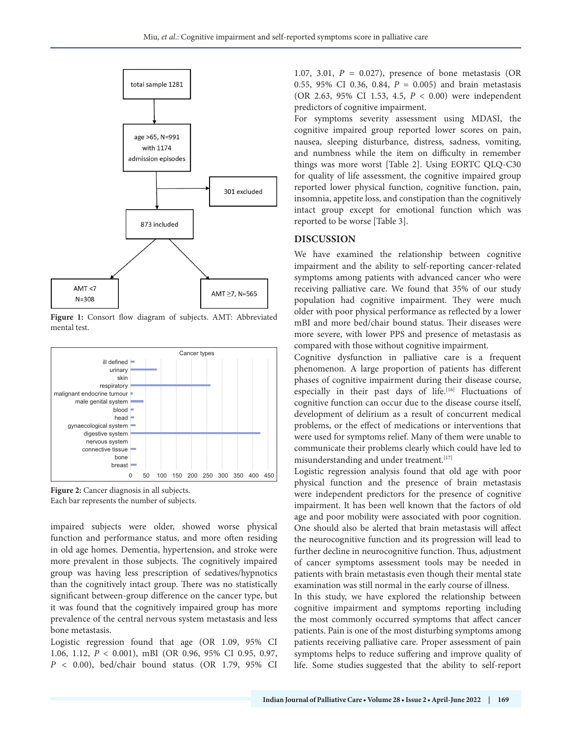**Figure 1:** Consort flow diagram of subjects. AMT: Abbreviated mental test.

**Figure 2:** Cancer diagnosis in all subjects.
Each bar represents the number of subjects.

impaired subjects were older, showed worse physical function and performance status, and more often residing in old age homes. Dementia, hypertension, and stroke were more prevalent in those subjects. The cognitively impaired group was having less prescription of sedatives/hypnotics than the cognitively intact group. There was no statistically significant between-group difference on the cancer type, but it was found that the cognitively impaired group has more prevalence of the central nervous system metastasis and less bone metastasis.

Logistic regression found that age (OR 1.09, 95% CI 1.06, 1.12, $P < 0.001$), mBI (OR 0.96, 95% CI 0.95, 0.97, $P < 0.00$), bed/chair bound status (OR 1.79, 95% CI 1.07, 3.01, $P = 0.027$), presence of bone metastasis (OR 0.55, 95% CI 0.36, 0.84, $P = 0.005$) and brain metastasis (OR 2.63, 95% CI 1.53, 4.5, $P < 0.00$) were independent predictors of cognitive impairment.

For symptoms severity assessment using MDASI, the cognitive impaired group reported lower scores on pain, nausea, sleeping disturbance, distress, sadness, vomiting, and numbness while the item on difficulty in remember things was more worst [Table 2]. Using EORTC QLQ-C30 for quality of life assessment, the cognitive impaired group reported lower physical function, cognitive function, pain, insomnia, appetite loss, and constipation than the cognitively intact group except for emotional function which was reported to be worse [Table 3].

## DISCUSSION

We have examined the relationship between cognitive impairment and the ability to self-reporting cancer-related symptoms among patients with advanced cancer who were receiving palliative care. We found that 35% of our study population had cognitive impairment. They were much older with poor physical performance as reflected by a lower mBI and more bed/chair bound status. Their diseases were more severe, with lower PPS and presence of metastasis as compared with those without cognitive impairment.

Cognitive dysfunction in palliative care is a frequent phenomenon. A large proportion of patients has different phases of cognitive impairment during their disease course, especially in their past days of life.[16] Fluctuations of cognitive function can occur due to the disease course itself, development of delirium as a result of concurrent medical problems, or the effect of medications or interventions that were used for symptoms relief. Many of them were unable to communicate their problems clearly which could have led to misunderstanding and under treatment.[17]

Logistic regression analysis found that old age with poor physical function and the presence of brain metastasis were independent predictors for the presence of cognitive impairment. It has been well known that the factors of old age and poor mobility were associated with poor cognition. One should also be alerted that brain metastasis will affect the neurocognitive function and its progression will lead to further decline in neurocognitive function. Thus, adjustment of cancer symptoms assessment tools may be needed in patients with brain metastasis even though their mental state examination was still normal in the early course of illness.

In this study, we have explored the relationship between cognitive impairment and symptoms reporting including the most commonly occurred symptoms that affect cancer patients. Pain is one of the most disturbing symptoms among patients receiving palliative care. Proper assessment of pain symptoms helps to reduce suffering and improve quality of life. Some studies suggested that the ability to self-report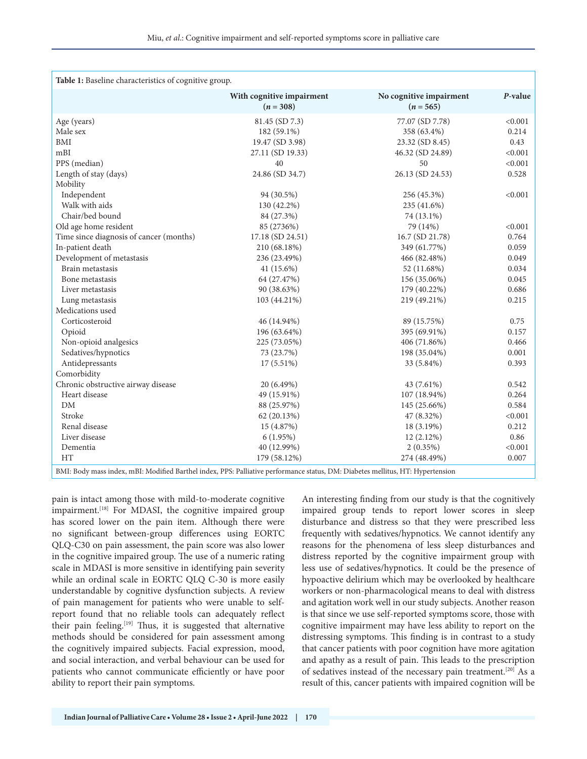**Table 1:** Baseline characteristics of cognitive group.

| | With cognitive impairment ($n = 308$) | No cognitive impairment ($n = 565$) | *P*-value |
|---|---|---|---|
| Age (years) | 81.45 (SD 7.3) | 77.07 (SD 7.78) | <0.001 |
| Male sex | 182 (59.1%) | 358 (63.4%) | 0.214 |
| BMI | 19.47 (SD 3.98) | 23.32 (SD 8.45) | 0.43 |
| mBI | 27.11 (SD 19.33) | 46.32 (SD 24.89) | <0.001 |
| PPS (median) | 40 | 50 | <0.001 |
| Length of stay (days) | 24.86 (SD 34.7) | 26.13 (SD 24.53) | 0.528 |
| Mobility | | | |
| Independent | 94 (30.5%) | 256 (45.3%) | <0.001 |
| Walk with aids | 130 (42.2%) | 235 (41.6%) | |
| Chair/bed bound | 84 (27.3%) | 74 (13.1%) | |
| Old age home resident | 85 (2736%) | 79 (14%) | <0.001 |
| Time since diagnosis of cancer (months) | 17.18 (SD 24.51) | 16.7 (SD 21.78) | 0.764 |
| In-patient death | 210 (68.18%) | 349 (61.77%) | 0.059 |
| Development of metastasis | 236 (23.49%) | 466 (82.48%) | 0.049 |
| Brain metastasis | 41 (15.6%) | 52 (11.68%) | 0.034 |
| Bone metastasis | 64 (27.47%) | 156 (35.06%) | 0.045 |
| Liver metastasis | 90 (38.63%) | 179 (40.22%) | 0.686 |
| Lung metastasis | 103 (44.21%) | 219 (49.21%) | 0.215 |
| Medications used | | | |
| Corticosteroid | 46 (14.94%) | 89 (15.75%) | 0.75 |
| Opioid | 196 (63.64%) | 395 (69.91%) | 0.157 |
| Non-opioid analgesics | 225 (73.05%) | 406 (71.86%) | 0.466 |
| Sedatives/hypnotics | 73 (23.7%) | 198 (35.04%) | 0.001 |
| Antidepressants | 17 (5.51%) | 33 (5.84%) | 0.393 |
| Comorbidity | | | |
| Chronic obstructive airway disease | 20 (6.49%) | 43 (7.61%) | 0.542 |
| Heart disease | 49 (15.91%) | 107 (18.94%) | 0.264 |
| DM | 88 (25.97%) | 145 (25.66%) | 0.584 |
| Stroke | 62 (20.13%) | 47 (8.32%) | <0.001 |
| Renal disease | 15 (4.87%) | 18 (3.19%) | 0.212 |
| Liver disease | 6 (1.95%) | 12 (2.12%) | 0.86 |
| Dementia | 40 (12.99%) | 2 (0.35%) | <0.001 |
| HT | 179 (58.12%) | 274 (48.49%) | 0.007 |

BMI: Body mass index, mBI: Modified Barthel index, PPS: Palliative performance status, DM: Diabetes mellitus, HT: Hypertension

pain is intact among those with mild-to-moderate cognitive impairment.[18] For MDASI, the cognitive impaired group has scored lower on the pain item. Although there were no significant between-group differences using EORTC QLQ-C30 on pain assessment, the pain score was also lower in the cognitive impaired group. The use of a numeric rating scale in MDASI is more sensitive in identifying pain severity while an ordinal scale in EORTC QLQ C-30 is more easily understandable by cognitive dysfunction subjects. A review of pain management for patients who were unable to self-report found that no reliable tools can adequately reflect their pain feeling.[19] Thus, it is suggested that alternative methods should be considered for pain assessment among the cognitively impaired subjects. Facial expression, mood, and social interaction, and verbal behaviour can be used for patients who cannot communicate efficiently or have poor ability to report their pain symptoms.

An interesting finding from our study is that the cognitively impaired group tends to report lower scores in sleep disturbance and distress so that they were prescribed less frequently with sedatives/hypnotics. We cannot identify any reasons for the phenomena of less sleep disturbances and distress reported by the cognitive impairment group with less use of sedatives/hypnotics. It could be the presence of hypoactive delirium which may be overlooked by healthcare workers or non-pharmacological means to deal with distress and agitation work well in our study subjects. Another reason is that since we use self-reported symptoms score, those with cognitive impairment may have less ability to report on the distressing symptoms. This finding is in contrast to a study that cancer patients with poor cognition have more agitation and apathy as a result of pain. This leads to the prescription of sedatives instead of the necessary pain treatment.[20] As a result of this, cancer patients with impaired cognition will be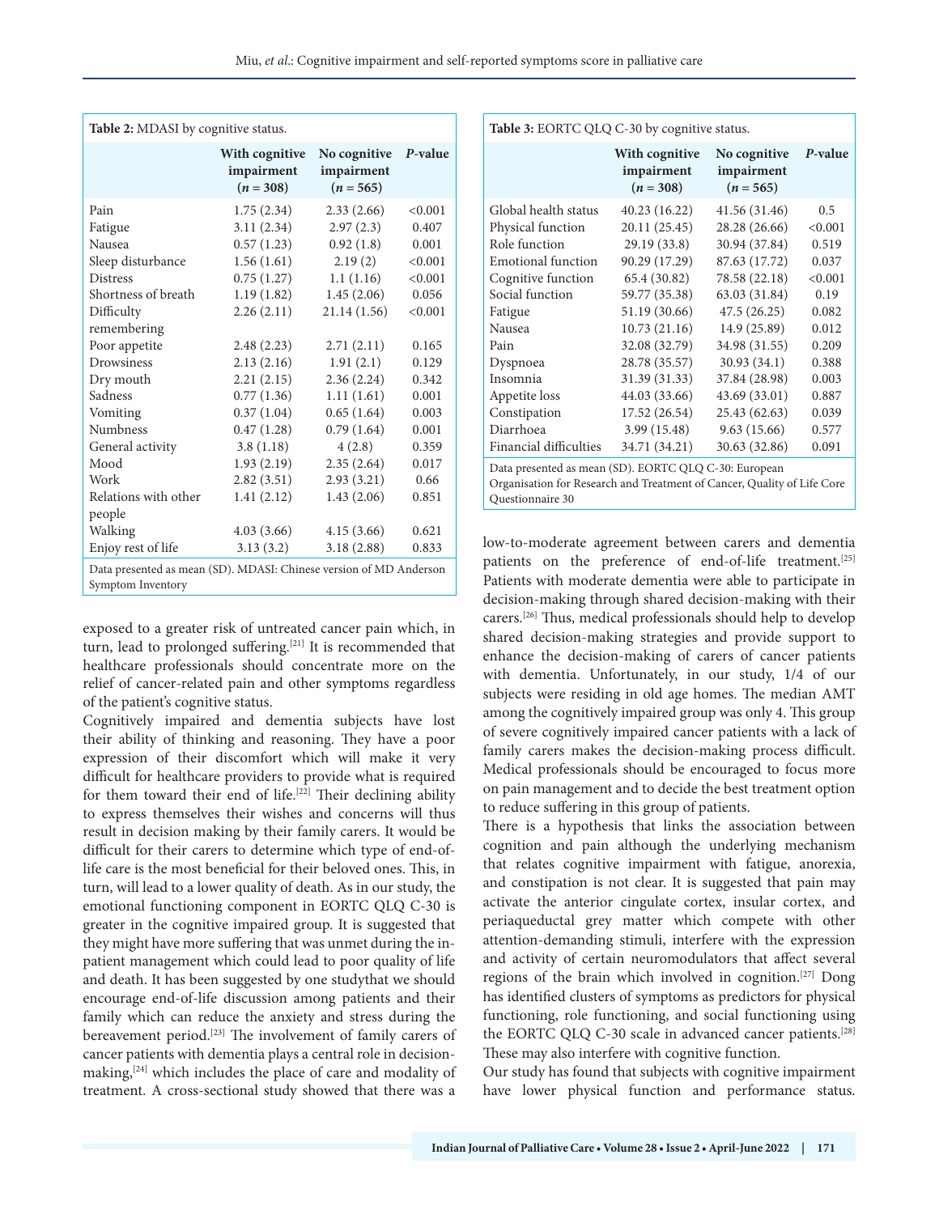**Table 2:** MDASI by cognitive status.

| | With cognitive impairment (*n* = 308) | No cognitive impairment (*n* = 565) | *P*-value |
|---|---|---|---|
| Pain | 1.75 (2.34) | 2.33 (2.66) | <0.001 |
| Fatigue | 3.11 (2.34) | 2.97 (2.3) | 0.407 |
| Nausea | 0.57 (1.23) | 0.92 (1.8) | 0.001 |
| Sleep disturbance | 1.56 (1.61) | 2.19 (2) | <0.001 |
| Distress | 0.75 (1.27) | 1.1 (1.16) | <0.001 |
| Shortness of breath | 1.19 (1.82) | 1.45 (2.06) | 0.056 |
| Difficulty remembering | 2.26 (2.11) | 21.14 (1.56) | <0.001 |
| Poor appetite | 2.48 (2.23) | 2.71 (2.11) | 0.165 |
| Drowsiness | 2.13 (2.16) | 1.91 (2.1) | 0.129 |
| Dry mouth | 2.21 (2.15) | 2.36 (2.24) | 0.342 |
| Sadness | 0.77 (1.36) | 1.11 (1.61) | 0.001 |
| Vomiting | 0.37 (1.04) | 0.65 (1.64) | 0.003 |
| Numbness | 0.47 (1.28) | 0.79 (1.64) | 0.001 |
| General activity | 3.8 (1.18) | 4 (2.8) | 0.359 |
| Mood | 1.93 (2.19) | 2.35 (2.64) | 0.017 |
| Work | 2.82 (3.51) | 2.93 (3.21) | 0.66 |
| Relations with other people | 1.41 (2.12) | 1.43 (2.06) | 0.851 |
| Walking | 4.03 (3.66) | 4.15 (3.66) | 0.621 |
| Enjoy rest of life | 3.13 (3.2) | 3.18 (2.88) | 0.833 |

Data presented as mean (SD). MDASI: Chinese version of MD Anderson Symptom Inventory

**Table 3:** EORTC QLQ C-30 by cognitive status.

| | With cognitive impairment (*n* = 308) | No cognitive impairment (*n* = 565) | *P*-value |
|---|---|---|---|
| Global health status | 40.23 (16.22) | 41.56 (31.46) | 0.5 |
| Physical function | 20.11 (25.45) | 28.28 (26.66) | <0.001 |
| Role function | 29.19 (33.8) | 30.94 (37.84) | 0.519 |
| Emotional function | 90.29 (17.29) | 87.63 (17.72) | 0.037 |
| Cognitive function | 65.4 (30.82) | 78.58 (22.18) | <0.001 |
| Social function | 59.77 (35.38) | 63.03 (31.84) | 0.19 |
| Fatigue | 51.19 (30.66) | 47.5 (26.25) | 0.082 |
| Nausea | 10.73 (21.16) | 14.9 (25.89) | 0.012 |
| Pain | 32.08 (32.79) | 34.98 (31.55) | 0.209 |
| Dyspnoea | 28.78 (35.57) | 30.93 (34.1) | 0.388 |
| Insomnia | 31.39 (31.33) | 37.84 (28.98) | 0.003 |
| Appetite loss | 44.03 (33.66) | 43.69 (33.01) | 0.887 |
| Constipation | 17.52 (26.54) | 25.43 (62.63) | 0.039 |
| Diarrhoea | 3.99 (15.48) | 9.63 (15.66) | 0.577 |
| Financial difficulties | 34.71 (34.21) | 30.63 (32.86) | 0.091 |

Data presented as mean (SD). EORTC QLQ C-30: European Organisation for Research and Treatment of Cancer, Quality of Life Core Questionnaire 30

exposed to a greater risk of untreated cancer pain which, in turn, lead to prolonged suffering.[21] It is recommended that healthcare professionals should concentrate more on the relief of cancer-related pain and other symptoms regardless of the patient's cognitive status.

Cognitively impaired and dementia subjects have lost their ability of thinking and reasoning. They have a poor expression of their discomfort which will make it very difficult for healthcare providers to provide what is required for them toward their end of life.[22] Their declining ability to express themselves their wishes and concerns will thus result in decision making by their family carers. It would be difficult for their carers to determine which type of end-of-life care is the most beneficial for their beloved ones. This, in turn, will lead to a lower quality of death. As in our study, the emotional functioning component in EORTC QLQ C-30 is greater in the cognitive impaired group. It is suggested that they might have more suffering that was unmet during the in-patient management which could lead to poor quality of life and death. It has been suggested by one studythat we should encourage end-of-life discussion among patients and their family which can reduce the anxiety and stress during the bereavement period.[23] The involvement of family carers of cancer patients with dementia plays a central role in decision-making,[24] which includes the place of care and modality of treatment. A cross-sectional study showed that there was a low-to-moderate agreement between carers and dementia patients on the preference of end-of-life treatment.[25] Patients with moderate dementia were able to participate in decision-making through shared decision-making with their carers.[26] Thus, medical professionals should help to develop shared decision-making strategies and provide support to enhance the decision-making of carers of cancer patients with dementia. Unfortunately, in our study, 1/4 of our subjects were residing in old age homes. The median AMT among the cognitively impaired group was only 4. This group of severe cognitively impaired cancer patients with a lack of family carers makes the decision-making process difficult. Medical professionals should be encouraged to focus more on pain management and to decide the best treatment option to reduce suffering in this group of patients.

There is a hypothesis that links the association between cognition and pain although the underlying mechanism that relates cognitive impairment with fatigue, anorexia, and constipation is not clear. It is suggested that pain may activate the anterior cingulate cortex, insular cortex, and periaqueductal grey matter which compete with other attention-demanding stimuli, interfere with the expression and activity of certain neuromodulators that affect several regions of the brain which involved in cognition.[27] Dong has identified clusters of symptoms as predictors for physical functioning, role functioning, and social functioning using the EORTC QLQ C-30 scale in advanced cancer patients.[28] These may also interfere with cognitive function.

Our study has found that subjects with cognitive impairment have lower physical function and performance status.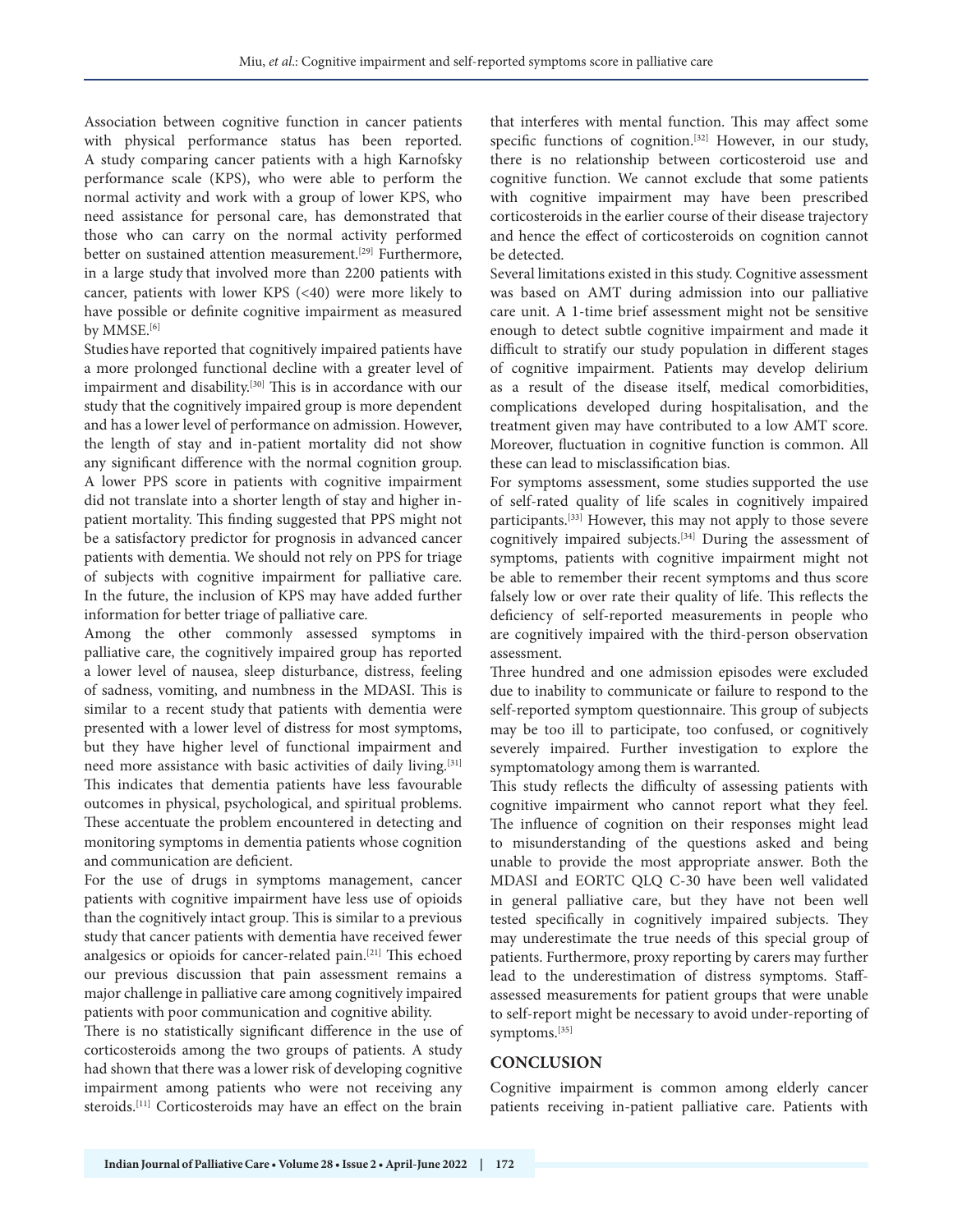Association between cognitive function in cancer patients with physical performance status has been reported. A study comparing cancer patients with a high Karnofsky performance scale (KPS), who were able to perform the normal activity and work with a group of lower KPS, who need assistance for personal care, has demonstrated that those who can carry on the normal activity performed better on sustained attention measurement.[29] Furthermore, in a large study that involved more than 2200 patients with cancer, patients with lower KPS (<40) were more likely to have possible or definite cognitive impairment as measured by MMSE.[6]

Studies have reported that cognitively impaired patients have a more prolonged functional decline with a greater level of impairment and disability.[30] This is in accordance with our study that the cognitively impaired group is more dependent and has a lower level of performance on admission. However, the length of stay and in-patient mortality did not show any significant difference with the normal cognition group. A lower PPS score in patients with cognitive impairment did not translate into a shorter length of stay and higher in-patient mortality. This finding suggested that PPS might not be a satisfactory predictor for prognosis in advanced cancer patients with dementia. We should not rely on PPS for triage of subjects with cognitive impairment for palliative care. In the future, the inclusion of KPS may have added further information for better triage of palliative care.

Among the other commonly assessed symptoms in palliative care, the cognitively impaired group has reported a lower level of nausea, sleep disturbance, distress, feeling of sadness, vomiting, and numbness in the MDASI. This is similar to a recent study that patients with dementia were presented with a lower level of distress for most symptoms, but they have higher level of functional impairment and need more assistance with basic activities of daily living.[31] This indicates that dementia patients have less favourable outcomes in physical, psychological, and spiritual problems. These accentuate the problem encountered in detecting and monitoring symptoms in dementia patients whose cognition and communication are deficient.

For the use of drugs in symptoms management, cancer patients with cognitive impairment have less use of opioids than the cognitively intact group. This is similar to a previous study that cancer patients with dementia have received fewer analgesics or opioids for cancer-related pain.[21] This echoed our previous discussion that pain assessment remains a major challenge in palliative care among cognitively impaired patients with poor communication and cognitive ability.

There is no statistically significant difference in the use of corticosteroids among the two groups of patients. A study had shown that there was a lower risk of developing cognitive impairment among patients who were not receiving any steroids.[11] Corticosteroids may have an effect on the brain that interferes with mental function. This may affect some specific functions of cognition.[32] However, in our study, there is no relationship between corticosteroid use and cognitive function. We cannot exclude that some patients with cognitive impairment may have been prescribed corticosteroids in the earlier course of their disease trajectory and hence the effect of corticosteroids on cognition cannot be detected.

Several limitations existed in this study. Cognitive assessment was based on AMT during admission into our palliative care unit. A 1-time brief assessment might not be sensitive enough to detect subtle cognitive impairment and made it difficult to stratify our study population in different stages of cognitive impairment. Patients may develop delirium as a result of the disease itself, medical comorbidities, complications developed during hospitalisation, and the treatment given may have contributed to a low AMT score. Moreover, fluctuation in cognitive function is common. All these can lead to misclassification bias.

For symptoms assessment, some studies supported the use of self-rated quality of life scales in cognitively impaired participants.[33] However, this may not apply to those severe cognitively impaired subjects.[34] During the assessment of symptoms, patients with cognitive impairment might not be able to remember their recent symptoms and thus score falsely low or over rate their quality of life. This reflects the deficiency of self-reported measurements in people who are cognitively impaired with the third-person observation assessment.

Three hundred and one admission episodes were excluded due to inability to communicate or failure to respond to the self-reported symptom questionnaire. This group of subjects may be too ill to participate, too confused, or cognitively severely impaired. Further investigation to explore the symptomatology among them is warranted.

This study reflects the difficulty of assessing patients with cognitive impairment who cannot report what they feel. The influence of cognition on their responses might lead to misunderstanding of the questions asked and being unable to provide the most appropriate answer. Both the MDASI and EORTC QLQ C-30 have been well validated in general palliative care, but they have not been well tested specifically in cognitively impaired subjects. They may underestimate the true needs of this special group of patients. Furthermore, proxy reporting by carers may further lead to the underestimation of distress symptoms. Staff-assessed measurements for patient groups that were unable to self-report might be necessary to avoid under-reporting of symptoms.[35]

## CONCLUSION

Cognitive impairment is common among elderly cancer patients receiving in-patient palliative care. Patients with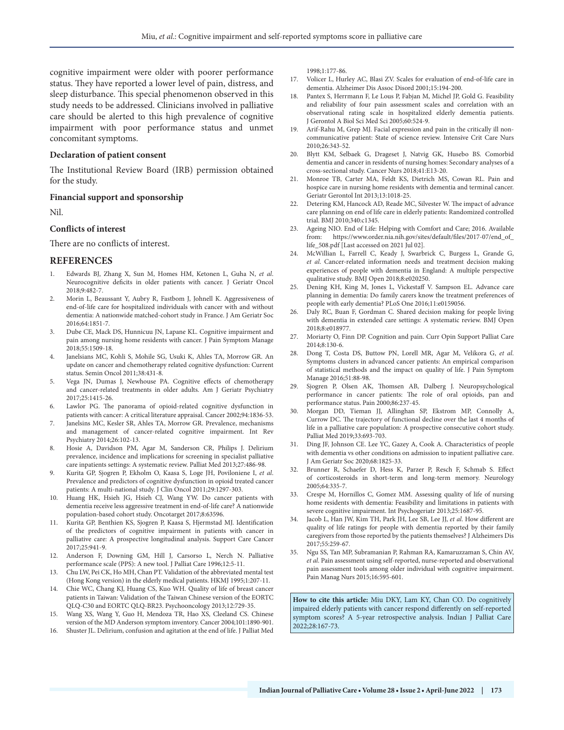cognitive impairment were older with poorer performance status. They have reported a lower level of pain, distress, and sleep disturbance. This special phenomenon observed in this study needs to be addressed. Clinicians involved in palliative care should be alerted to this high prevalence of cognitive impairment with poor performance status and unmet concomitant symptoms.

### Declaration of patient consent

The Institutional Review Board (IRB) permission obtained for the study.

### Financial support and sponsorship

Nil.

### Conflicts of interest

There are no conflicts of interest.

## REFERENCES

1. Edwards BJ, Zhang X, Sun M, Homes HM, Ketonen L, Guha N, *et al*. Neurocognitive deficits in older patients with cancer. J Geriatr Oncol 2018;9:482-7.
2. Morin L, Beaussant Y, Aubry R, Fastbom J, Johnell K. Aggressiveness of end-of-life care for hospitalized individuals with cancer with and without dementia: A nationwide matched-cohort study in France. J Am Geriatr Soc 2016;64:1851-7.
3. Dube CE, Mack DS, Hunnicuu JN, Lapane KL. Cognitive impairment and pain among nursing home residents with cancer. J Pain Symptom Manage 2018;55:1509-18.
4. Janelsians MC, Kohli S, Mohile SG, Usuki K, Ahles TA, Morrow GR. An update on cancer and chemotherapy related cognitive dysfunction: Current status. Semin Oncol 2011;38:431-8.
5. Vega JN, Dumas J, Newhouse PA. Cognitive effects of chemotherapy and cancer-related treatments in older adults. Am J Geriatr Psychiatry 2017;25:1415-26.
6. Lawlor PG. The panorama of opioid-related cognitive dysfunction in patients with cancer: A critical literature appraisal. Cancer 2002;94:1836-53.
7. Janelsins MC, Kesler SR, Ahles TA, Morrow GR. Prevalence, mechanisms and management of cancer-related cognitive impairment. Int Rev Psychiatry 2014;26:102-13.
8. Hosie A, Davidson PM, Agar M, Sanderson CR, Philips J. Delirium prevalence, incidence and implications for screening in specialist palliative care inpatients settings: A systematic review. Palliat Med 2013;27:486-98.
9. Kurita GP, Sjogren P, Ekholm O, Kaasa S, Loge JH, Poviloniene I, *et al*. Prevalence and predictors of cognitive dysfunction in opioid treated cancer patients: A multi-national study. J Clin Oncol 2011;29:1297-303.
10. Huang HK, Hsieh JG, Hsieh CJ, Wang YW. Do cancer patients with dementia receive less aggressive treatment in end-of-life care? A nationwide population-based cohort study. Oncotarget 2017;8:63596.
11. Kurita GP, Benthien KS, Sjogren P, Kaasa S, Hjermstad MJ. Identification of the predictors of cognitive impairment in patients with cancer in palliative care: A prospective longitudinal analysis. Support Care Cancer 2017;25:941-9.
12. Anderson F, Downing GM, Hill J, Carsorso L, Nerch N. Palliative performance scale (PPS): A new tool. J Palliat Care 1996;12:5-11.
13. Chu LW, Pei CK, Ho MH, Chan PT. Validation of the abbreviated mental test (Hong Kong version) in the elderly medical patients. HKMJ 1995;1:207-11.
14. Chie WC, Chang KJ, Huang CS, Kuo WH. Quality of life of breast cancer patients in Taiwan: Validation of the Taiwan Chinese version of the EORTC QLQ-C30 and EORTC QLQ-BR23. Psychooncology 2013;12:729-35.
15. Wang XS, Wang Y, Guo H, Mendoza TR, Hao XS, Cleeland CS. Chinese version of the MD Anderson symptom inventory. Cancer 2004;101:1890-901.
16. Shuster JL. Delirium, confusion and agitation at the end of life. J Palliat Med 1998;1:177-86.
17. Volicer L, Hurley AC, Blasi ZV. Scales for evaluation of end-of-life care in dementia. Alzheimer Dis Assoc Disord 2001;15:194-200.
18. Pantex S, Herrmann F, Le Lous P, Fabjan M, Michel JP, Gold G. Feasibility and reliability of four pain assessment scales and correlation with an observational rating scale in hospitalized elderly dementia patients. J Gerontol A Biol Sci Med Sci 2005;60:524-9.
19. Arif-Rahu M, Grep MJ. Facial expression and pain in the critically ill non-communicative patient: State of science review. Intensive Crit Care Nurs 2010;26:343-52.
20. Blytt KM, Selbaek G, Drageset J, Natvig GK, Husebo BS. Comorbid dementia and cancer in residents of nursing homes: Secondary analyses of a cross-sectional study. Cancer Nurs 2018;41:E13-20.
21. Monroe TB, Carter MA, Feldt KS, Dietrich MS, Cowan RL. Pain and hospice care in nursing home residents with dementia and terminal cancer. Geriatr Gerontol Int 2013;13:1018-25.
22. Detering KM, Hancock AD, Reade MC, Silvester W. The impact of advance care planning on end of life care in elderly patients: Randomized controlled trial. BMJ 2010;340:c1345.
23. Ageing NIO. End of Life: Helping with Comfort and Care; 2016. Available from: https://www.order.nia.nih.gov/sites/default/files/2017-07/end_of_life_508.pdf [Last accessed on 2021 Jul 02].
24. McWillian L, Farrell C, Keady J, Swarbrick C, Burgess L, Grande G, *et al*. Cancer-related information needs and treatment decision making experiences of people with dementia in England: A multiple perspective qualitative study. BMJ Open 2018;8:e020250.
25. Dening KH, King M, Jones L, Vickestaff V. Sampson EL. Advance care planning in dementia: Do family carers know the treatment preferences of people with early dementia? PLoS One 2016;11:e0159056.
26. Daly RC, Buan F, Gordman C. Shared decision making for people living with dementia in extended care settings: A systematic review. BMJ Open 2018;8:e018977.
27. Moriarty O, Finn DP. Cognition and pain. Curr Opin Support Palliat Care 2014;8:130-6.
28. Dong T, Costa DS, Buttow PN, Lorell MR, Agar M, Velikora G, *et al*. Symptoms clusters in advanced cancer patients: An empirical comparison of statistical methods and the impact on quality of life. J Pain Symptom Manage 2016;51:88-98.
29. Sjogren P, Olsen AK, Thomsen AB, Dalberg J. Neuropsychological performance in cancer patients: The role of oral opioids, pan and performance status. Pain 2000;86:237-45.
30. Morgan DD, Tieman JJ, Allinghan SP, Ekstrom MP, Connolly A, Currow DC. The trajectory of functional decline over the last 4 months of life in a palliative care population: A prospective consecutive cohort study. Palliat Med 2019;33:693-703.
31. Ding JF, Johnson CE. Lee YC, Gazey A, Cook A. Characteristics of people with dementia vs other conditions on admission to inpatient palliative care. J Am Geriatr Soc 2020;68:1825-33.
32. Brunner R, Schaefer D, Hess K, Parzer P, Resch F, Schmab S. Effect of corticosteroids in short-term and long-term memory. Neurology 2005;64:335-7.
33. Crespe M, Hornillos C, Gomez MM. Assessing quality of life of nursing home residents with dementia: Feasibility and limitations in patients with severe cognitive impairment. Int Psychogeriatr 2013;25:1687-95.
34. Jacob L, Han JW, Kim TH, Park JH, Lee SB, Lee JJ, *et al*. How different are quality of life ratings for people with dementia reported by their family caregivers from those reported by the patients themselves? J Alzheimers Dis 2017;55:259-67.
35. Ngu SS, Tan MP, Subramanian P, Rahman RA, Kamaruzzaman S, Chin AV, *et al*. Pain assessment using self-reported, nurse-reported and observational pain assessment tools among older individual with cognitive impairment. Pain Manag Nurs 2015;16:595-601.

**How to cite this article:** Miu DKY, Lam KY, Chan CO. Do cognitively impaired elderly patients with cancer respond differently on self-reported symptom scores? A 5-year retrospective analysis. Indian J Palliat Care 2022;28:167-73.